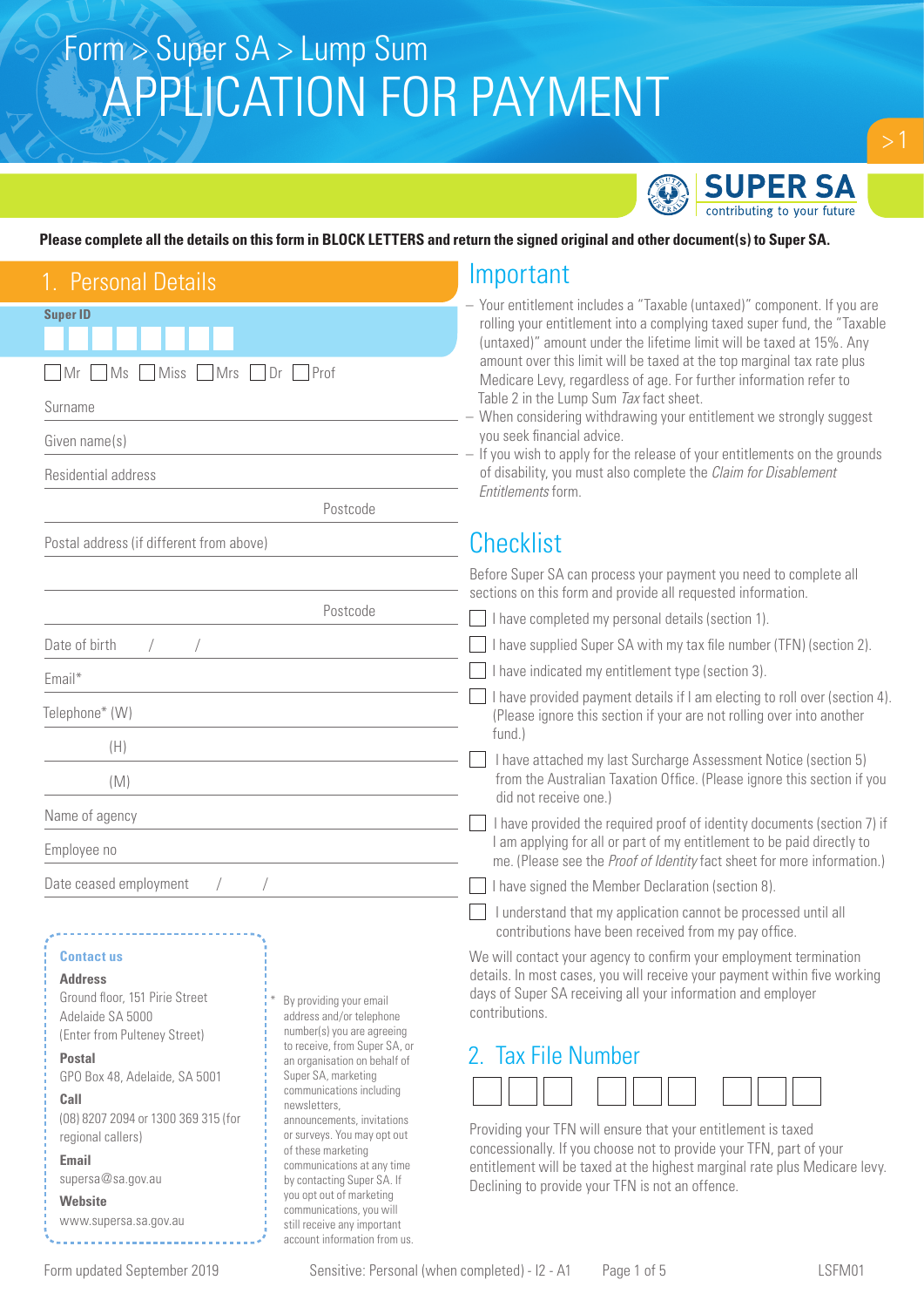# Form > Super SA > Lump Sum
# APPLICATION FOR PAYMENT

SUPER SA contributing to your future

**Please complete all the details on this form in BLOCK LETTERS and return the signed original and other document(s) to Super SA.**

## 1. Personal Details

**Super ID**

☐ Mr ☐ Ms ☐ Miss ☐ Mrs ☐ Dr ☐ Prof

Surname

Given name(s)

Residential address

Postcode

Postal address (if different from above)

Postcode

Date of birth / /

Email*

Telephone* (W)

(H)

(M)

Name of agency

Employee no

Date ceased employment / /

**Contact us**

**Address**
Ground floor, 151 Pirie Street
Adelaide SA 5000
(Enter from Pulteney Street)

**Postal**
GPO Box 48, Adelaide, SA 5001

**Call**
(08) 8207 2094 or 1300 369 315 (for regional callers)

**Email**
supersa@sa.gov.au

**Website**
www.supersa.sa.gov.au

* By providing your email address and/or telephone number(s) you are agreeing to receive, from Super SA, or an organisation on behalf of Super SA, marketing communications including newsletters, announcements, invitations or surveys. You may opt out of these marketing communications at any time by contacting Super SA. If you opt out of marketing communications, you will still receive any important account information from us.

## Important

- Your entitlement includes a "Taxable (untaxed)" component. If you are rolling your entitlement into a complying taxed super fund, the "Taxable (untaxed)" amount under the lifetime limit will be taxed at 15%. Any amount over this limit will be taxed at the top marginal tax rate plus Medicare Levy, regardless of age. For further information refer to Table 2 in the Lump Sum *Tax* fact sheet.
- When considering withdrawing your entitlement we strongly suggest you seek financial advice.
- If you wish to apply for the release of your entitlements on the grounds of disability, you must also complete the *Claim for Disablement Entitlements* form.

## Checklist

Before Super SA can process your payment you need to complete all sections on this form and provide all requested information.

☐ I have completed my personal details (section 1).

☐ I have supplied Super SA with my tax file number (TFN) (section 2).

☐ I have indicated my entitlement type (section 3).

☐ I have provided payment details if I am electing to roll over (section 4). (Please ignore this section if your are not rolling over into another fund.)

☐ I have attached my last Surcharge Assessment Notice (section 5) from the Australian Taxation Office. (Please ignore this section if you did not receive one.)

☐ I have provided the required proof of identity documents (section 7) if I am applying for all or part of my entitlement to be paid directly to me. (Please see the *Proof of Identity* fact sheet for more information.)

☐ I have signed the Member Declaration (section 8).

☐ I understand that my application cannot be processed until all contributions have been received from my pay office.

We will contact your agency to confirm your employment termination details. In most cases, you will receive your payment within five working days of Super SA receiving all your information and employer contributions.

## 2. Tax File Number

☐☐☐ ☐☐☐ ☐☐☐

Providing your TFN will ensure that your entitlement is taxed concessionally. If you choose not to provide your TFN, part of your entitlement will be taxed at the highest marginal rate plus Medicare levy. Declining to provide your TFN is not an offence.

Form updated September 2019 | Sensitive: Personal (when completed) - I2 - A1 | LSFM01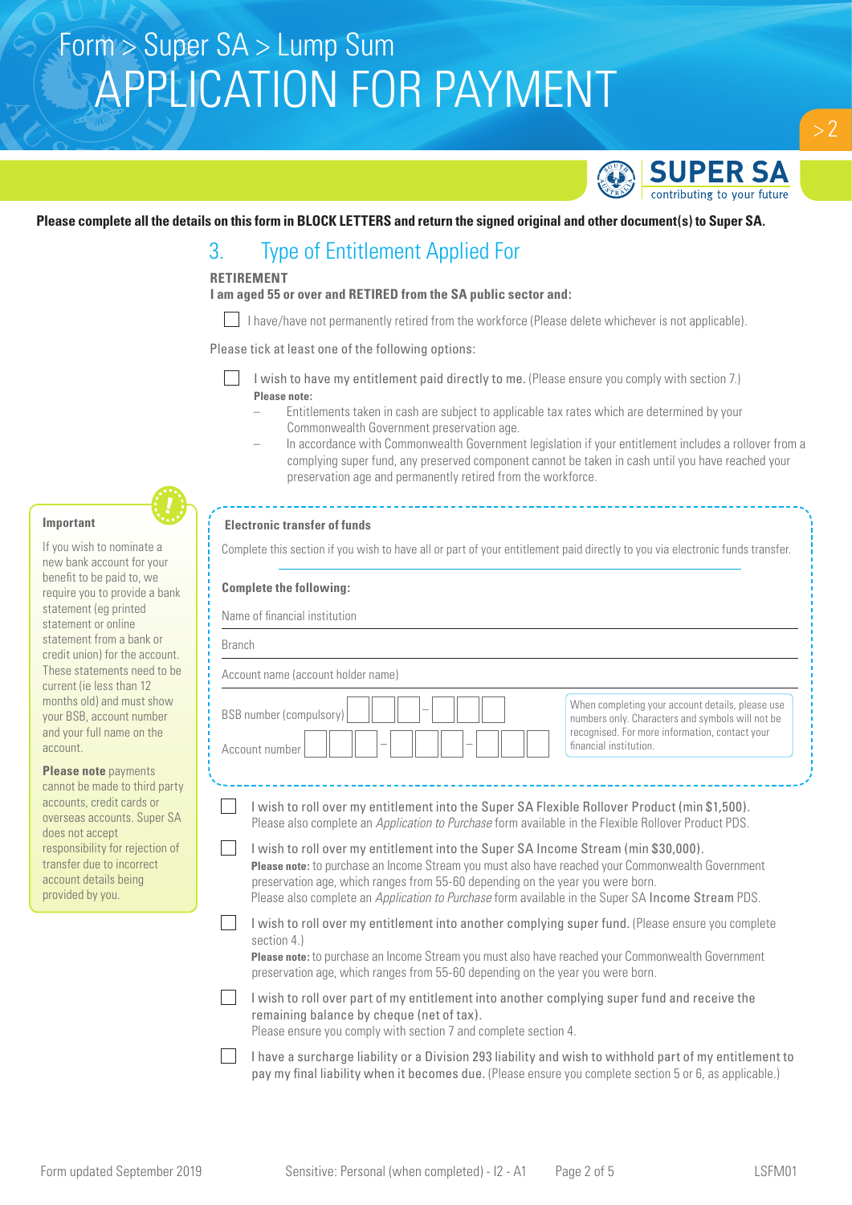# Form > Super SA > Lump Sum
# APPLICATION FOR PAYMENT

**Please complete all the details on this form in BLOCK LETTERS and return the signed original and other document(s) to Super SA.**

## 3. Type of Entitlement Applied For

**RETIREMENT**

**I am aged 55 or over and RETIRED from the SA public sector and:**

☐ I have/have not permanently retired from the workforce (Please delete whichever is not applicable).

Please tick at least one of the following options:

☐ I wish to have my entitlement paid directly to me. (Please ensure you comply with section 7.)

**Please note:**

- Entitlements taken in cash are subject to applicable tax rates which are determined by your Commonwealth Government preservation age.
- In accordance with Commonwealth Government legislation if your entitlement includes a rollover from a complying super fund, any preserved component cannot be taken in cash until you have reached your preservation age and permanently retired from the workforce.

**Electronic transfer of funds**

Complete this section if you wish to have all or part of your entitlement paid directly to you via electronic funds transfer.

**Complete the following:**

Name of financial institution ______________________

Branch ______________________

Account name (account holder name) ______________________

BSB number (compulsory) ☐☐☐ – ☐☐☐

Account number ☐☐☐ – ☐☐☐ – ☐☐☐

When completing your account details, please use numbers only. Characters and symbols will not be recognised. For more information, contact your financial institution.

**Important**

If you wish to nominate a new bank account for your benefit to be paid to, we require you to provide a bank statement (eg printed statement or online statement from a bank or credit union) for the account. These statements need to be current (ie less than 12 months old) and must show your BSB, account number and your full name on the account.

**Please note** payments cannot be made to third party accounts, credit cards or overseas accounts. Super SA does not accept responsibility for rejection of transfer due to incorrect account details being provided by you.

☐ I wish to roll over my entitlement into the Super SA Flexible Rollover Product (min $1,500). Please also complete an *Application to Purchase* form available in the Flexible Rollover Product PDS.

☐ I wish to roll over my entitlement into the Super SA Income Stream (min $30,000).
**Please note:** to purchase an Income Stream you must also have reached your Commonwealth Government preservation age, which ranges from 55-60 depending on the year you were born.
Please also complete an *Application to Purchase* form available in the Super SA Income Stream PDS.

☐ I wish to roll over my entitlement into another complying super fund. (Please ensure you complete section 4.)
**Please note:** to purchase an Income Stream you must also have reached your Commonwealth Government preservation age, which ranges from 55-60 depending on the year you were born.

☐ I wish to roll over part of my entitlement into another complying super fund and receive the remaining balance by cheque (net of tax).
Please ensure you comply with section 7 and complete section 4.

☐ I have a surcharge liability or a Division 293 liability and wish to withhold part of my entitlement to pay my final liability when it becomes due. (Please ensure you complete section 5 or 6, as applicable.)

Form updated September 2019 Sensitive: Personal (when completed) - I2 - A1 LSFM01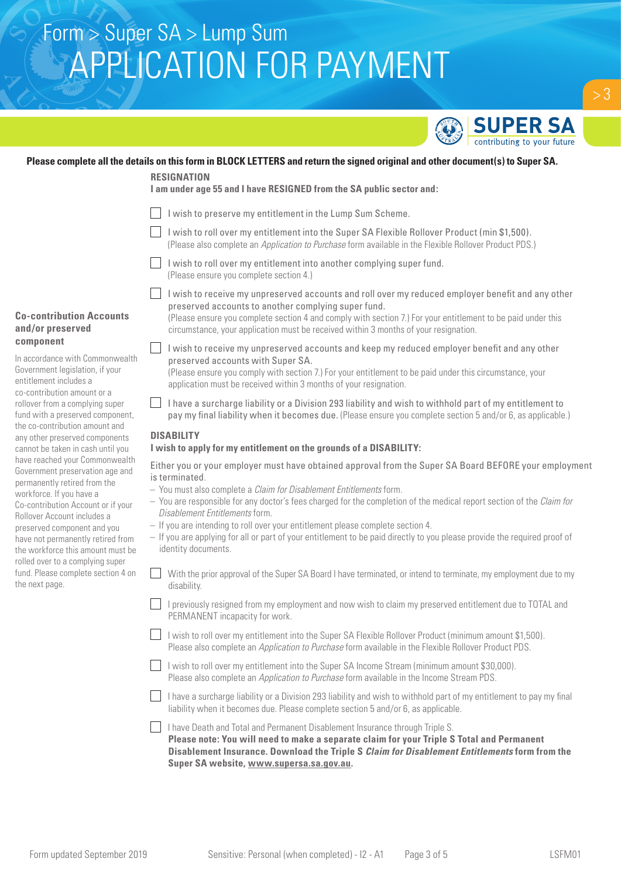# Form > Super SA > Lump Sum
# APPLICATION FOR PAYMENT

**Please complete all the details on this form in BLOCK LETTERS and return the signed original and other document(s) to Super SA.**

## RESIGNATION

**I am under age 55 and I have RESIGNED from the SA public sector and:**

- ☐ I wish to preserve my entitlement in the Lump Sum Scheme.
- ☐ I wish to roll over my entitlement into the Super SA Flexible Rollover Product (min $1,500). (Please also complete an *Application to Purchase* form available in the Flexible Rollover Product PDS.)
- ☐ I wish to roll over my entitlement into another complying super fund. (Please ensure you complete section 4.)
- ☐ I wish to receive my unpreserved accounts and roll over my reduced employer benefit and any other preserved accounts to another complying super fund. (Please ensure you complete section 4 and comply with section 7.) For your entitlement to be paid under this circumstance, your application must be received within 3 months of your resignation.
- ☐ I wish to receive my unpreserved accounts and keep my reduced employer benefit and any other preserved accounts with Super SA. (Please ensure you comply with section 7.) For your entitlement to be paid under this circumstance, your application must be received within 3 months of your resignation.
- ☐ I have a surcharge liability or a Division 293 liability and wish to withhold part of my entitlement to pay my final liability when it becomes due. (Please ensure you complete section 5 and/or 6, as applicable.)

### Co-contribution Accounts and/or preserved component

In accordance with Commonwealth Government legislation, if your entitlement includes a co-contribution amount or a rollover from a complying super fund with a preserved component, the co-contribution amount and any other preserved components cannot be taken in cash until you have reached your Commonwealth Government preservation age and permanently retired from the workforce. If you have a Co-contribution Account or if your Rollover Account includes a preserved component and you have not permanently retired from the workforce this amount must be rolled over to a complying super fund. Please complete section 4 on the next page.

## DISABILITY

**I wish to apply for my entitlement on the grounds of a DISABILITY:**

Either you or your employer must have obtained approval from the Super SA Board BEFORE your employment is terminated.

- You must also complete a *Claim for Disablement Entitlements* form.
- You are responsible for any doctor's fees charged for the completion of the medical report section of the *Claim for Disablement Entitlements* form.
- If you are intending to roll over your entitlement please complete section 4.
- If you are applying for all or part of your entitlement to be paid directly to you please provide the required proof of identity documents.

- ☐ With the prior approval of the Super SA Board I have terminated, or intend to terminate, my employment due to my disability.
- ☐ I previously resigned from my employment and now wish to claim my preserved entitlement due to TOTAL and PERMANENT incapacity for work.
- ☐ I wish to roll over my entitlement into the Super SA Flexible Rollover Product (minimum amount $1,500). Please also complete an *Application to Purchase* form available in the Flexible Rollover Product PDS.
- ☐ I wish to roll over my entitlement into the Super SA Income Stream (minimum amount $30,000). Please also complete an *Application to Purchase* form available in the Income Stream PDS.
- ☐ I have a surcharge liability or a Division 293 liability and wish to withhold part of my entitlement to pay my final liability when it becomes due. Please complete section 5 and/or 6, as applicable.
- ☐ I have Death and Total and Permanent Disablement Insurance through Triple S.
  **Please note: You will need to make a separate claim for your Triple S Total and Permanent Disablement Insurance. Download the Triple S *Claim for Disablement Entitlements* form from the Super SA website, www.supersa.sa.gov.au.**

Form updated September 2019 Sensitive: Personal (when completed) - I2 - A1 LSFM01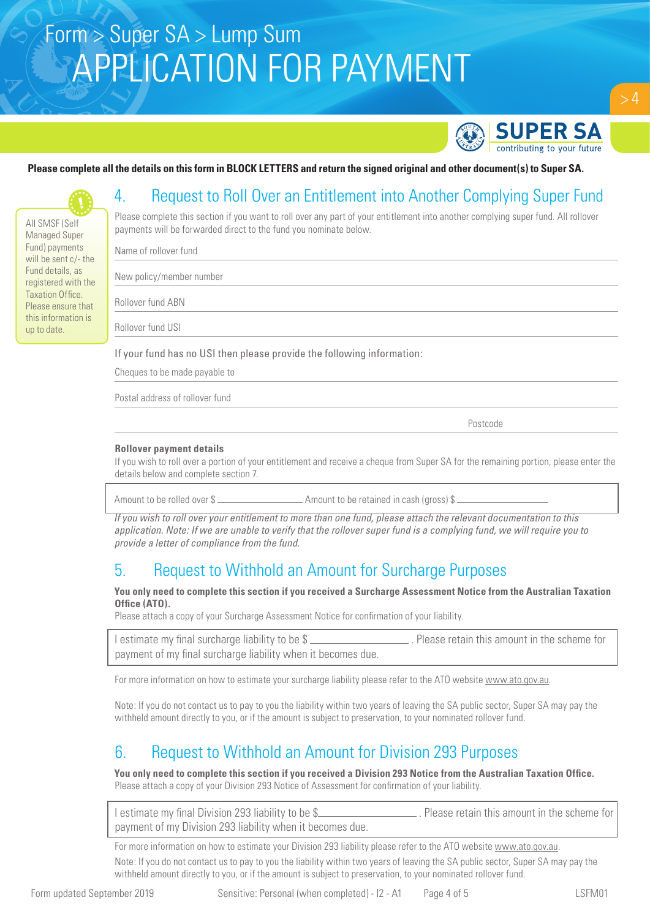Form > Super SA > Lump Sum

# APPLICATION FOR PAYMENT

**Please complete all the details on this form in BLOCK LETTERS and return the signed original and other document(s) to Super SA.**

> All SMSF (Self Managed Super Fund) payments will be sent c/- the Fund details, as registered with the Taxation Office. Please ensure that this information is up to date.

## 4. Request to Roll Over an Entitlement into Another Complying Super Fund

Please complete this section if you want to roll over any part of your entitlement into another complying super fund. All rollover payments will be forwarded direct to the fund you nominate below.

Name of rollover fund ____________________

New policy/member number ____________________

Rollover fund ABN ____________________

Rollover fund USI ____________________

If your fund has no USI then please provide the following information:

Cheques to be made payable to ____________________

Postal address of rollover fund ____________________

____________________ Postcode ____________________

**Rollover payment details**

If you wish to roll over a portion of your entitlement and receive a cheque from Super SA for the remaining portion, please enter the details below and complete section 7.

Amount to be rolled over $ ____________________ Amount to be retained in cash (gross) $ ____________________

*If you wish to roll over your entitlement to more than one fund, please attach the relevant documentation to this application. Note: If we are unable to verify that the rollover super fund is a complying fund, we will require you to provide a letter of compliance from the fund.*

## 5. Request to Withhold an Amount for Surcharge Purposes

**You only need to complete this section if you received a Surcharge Assessment Notice from the Australian Taxation Office (ATO).**

Please attach a copy of your Surcharge Assessment Notice for confirmation of your liability.

I estimate my final surcharge liability to be $ ____________________ . Please retain this amount in the scheme for payment of my final surcharge liability when it becomes due.

For more information on how to estimate your surcharge liability please refer to the ATO website www.ato.gov.au.

Note: If you do not contact us to pay to you the liability within two years of leaving the SA public sector, Super SA may pay the withheld amount directly to you, or if the amount is subject to preservation, to your nominated rollover fund.

## 6. Request to Withhold an Amount for Division 293 Purposes

**You only need to complete this section if you received a Division 293 Notice from the Australian Taxation Office.**

Please attach a copy of your Division 293 Notice of Assessment for confirmation of your liability.

I estimate my final Division 293 liability to be $ ____________________ . Please retain this amount in the scheme for payment of my Division 293 liability when it becomes due.

For more information on how to estimate your Division 293 liability please refer to the ATO website www.ato.gov.au.

Note: If you do not contact us to pay to you the liability within two years of leaving the SA public sector, Super SA may pay the withheld amount directly to you, or if the amount is subject to preservation, to your nominated rollover fund.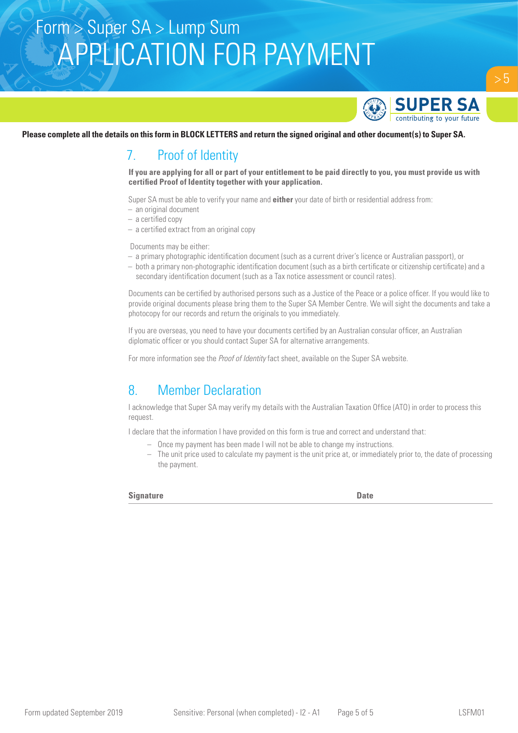# Form > Super SA > Lump Sum APPLICATION FOR PAYMENT

**Please complete all the details on this form in BLOCK LETTERS and return the signed original and other document(s) to Super SA.**

## 7. Proof of Identity

**If you are applying for all or part of your entitlement to be paid directly to you, you must provide us with certified Proof of Identity together with your application.**

Super SA must be able to verify your name and **either** your date of birth or residential address from:

- an original document
- a certified copy
- a certified extract from an original copy

Documents may be either:

- a primary photographic identification document (such as a current driver's licence or Australian passport), or
- both a primary non-photographic identification document (such as a birth certificate or citizenship certificate) and a secondary identification document (such as a Tax notice assessment or council rates).

Documents can be certified by authorised persons such as a Justice of the Peace or a police officer. If you would like to provide original documents please bring them to the Super SA Member Centre. We will sight the documents and take a photocopy for our records and return the originals to you immediately.

If you are overseas, you need to have your documents certified by an Australian consular officer, an Australian diplomatic officer or you should contact Super SA for alternative arrangements.

For more information see the *Proof of Identity* fact sheet, available on the Super SA website.

## 8. Member Declaration

I acknowledge that Super SA may verify my details with the Australian Taxation Office (ATO) in order to process this request.

I declare that the information I have provided on this form is true and correct and understand that:

- Once my payment has been made I will not be able to change my instructions.
- The unit price used to calculate my payment is the unit price at, or immediately prior to, the date of processing the payment.

**Signature** **Date**

Form updated September 2019

Sensitive: Personal (when completed) - I2 - A1

LSFM01